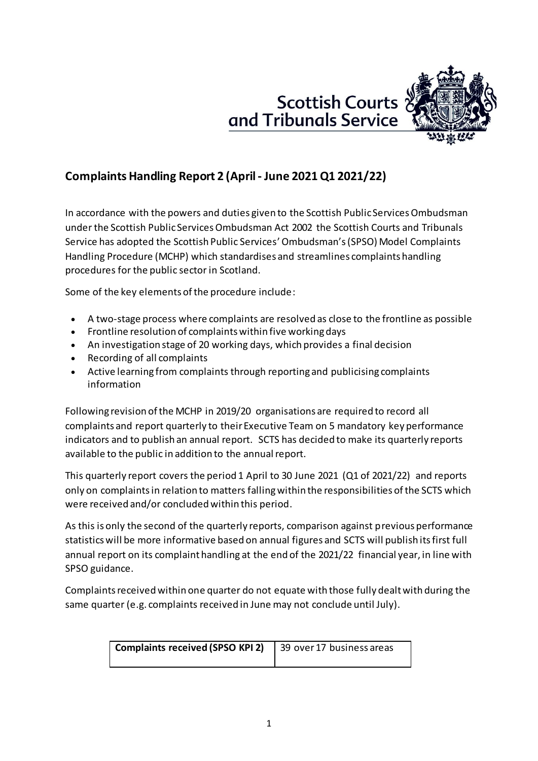# Complaints Handling Report 2 (April - June 2021 Q1 2021/22)

In accordance with the powers and duties given to the Scottish Public Services Ombudsman under the Scottish Public Services Ombudsman Act 2002 the Scottish Courts and Tribunals Service has adopted the Scottish Public Services' Ombudsman's (SPSO) Model Complaints Handling Procedure (MCHP) which standardises and streamlines complaints handling procedures for the public sector in Scotland.

Some of the key elements of the procedure include:

- A two-stage process where complaints are resolved as close to the frontline as possible
- Frontline resolution of complaints within five working days
- An investigation stage of 20 working days, which provides a final decision
- Recording of all complaints
- Active learning from complaints through reporting and publicising complaints information

Following revision of the MCHP in 2019/20 organisations are required to record all complaints and report quarterly to their Executive Team on 5 mandatory key performance indicators and to publish an annual report. SCTS has decided to make its quarterly reports available to the public in addition to the annual report.

This quarterly report covers the period 1 April to 30 June 2021 (Q1 of 2021/22) and reports only on complaints in relation to matters falling within the responsibilities of the SCTS which were received and/or concluded within this period.

As this is only the second of the quarterly reports, comparison against previous performance statistics will be more informative based on annual figures and SCTS will publish its first full annual report on its complaint handling at the end of the 2021/22 financial year, in line with SPSO guidance.

Complaints received within one quarter do not equate with those fully dealt with during the same quarter (e.g. complaints received in June may not conclude until July).

| **Complaints received (SPSO KPI 2)** | 39 over 17 business areas |
|---|---|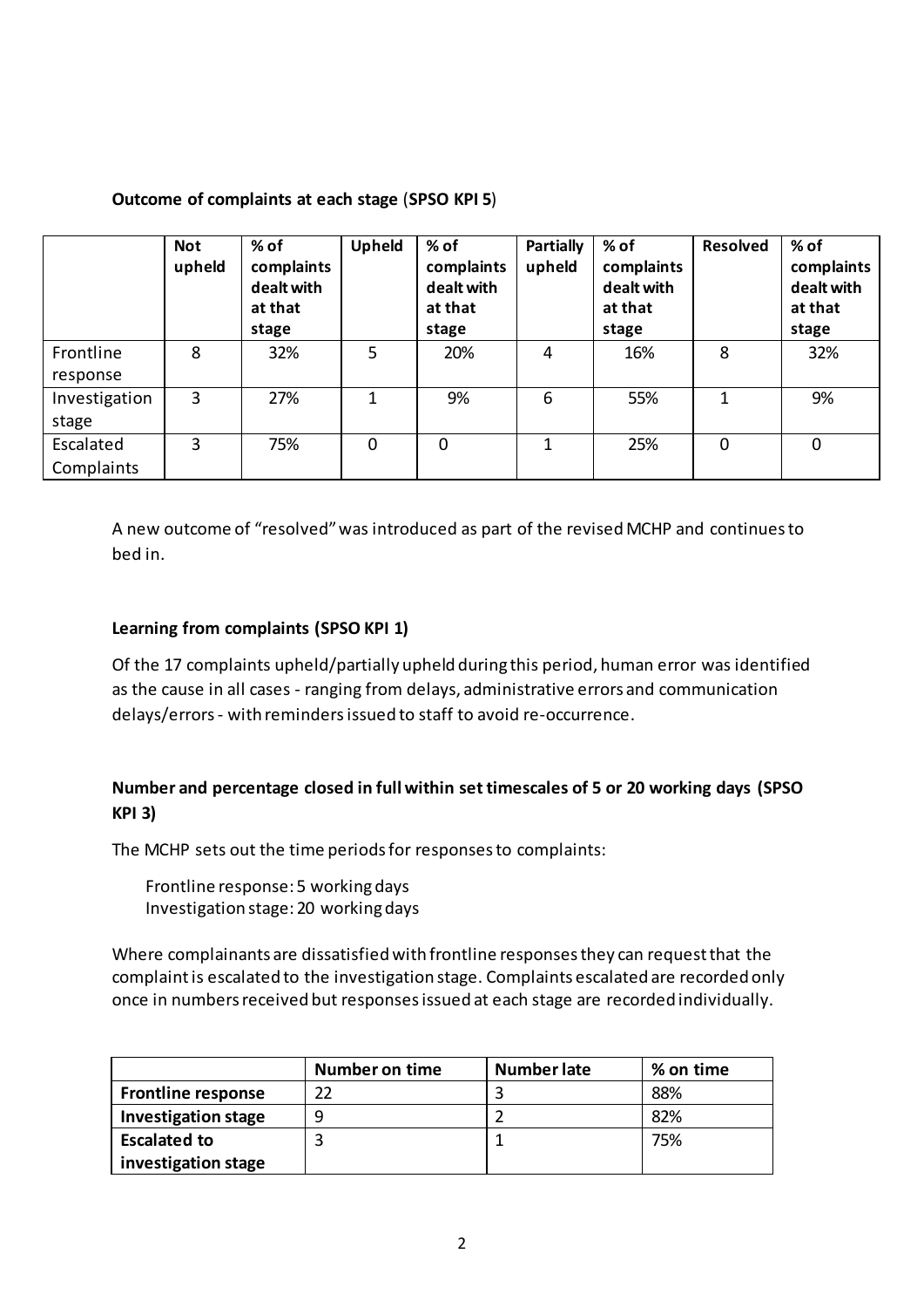**Outcome of complaints at each stage (SPSO KPI 5)**

| | Not upheld | % of complaints dealt with at that stage | Upheld | % of complaints dealt with at that stage | Partially upheld | % of complaints dealt with at that stage | Resolved | % of complaints dealt with at that stage |
|---|---|---|---|---|---|---|---|---|
| Frontline response | 8 | 32% | 5 | 20% | 4 | 16% | 8 | 32% |
| Investigation stage | 3 | 27% | 1 | 9% | 6 | 55% | 1 | 9% |
| Escalated Complaints | 3 | 75% | 0 | 0 | 1 | 25% | 0 | 0 |

A new outcome of "resolved" was introduced as part of the revised MCHP and continues to bed in.

**Learning from complaints (SPSO KPI 1)**

Of the 17 complaints upheld/partially upheld during this period, human error was identified as the cause in all cases - ranging from delays, administrative errors and communication delays/errors - with reminders issued to staff to avoid re-occurrence.

**Number and percentage closed in full within set timescales of 5 or 20 working days (SPSO KPI 3)**

The MCHP sets out the time periods for responses to complaints:

Frontline response: 5 working days
Investigation stage: 20 working days

Where complainants are dissatisfied with frontline responses they can request that the complaint is escalated to the investigation stage. Complaints escalated are recorded only once in numbers received but responses issued at each stage are recorded individually.

| | Number on time | Number late | % on time |
|---|---|---|---|
| **Frontline response** | 22 | 3 | 88% |
| **Investigation stage** | 9 | 2 | 82% |
| **Escalated to investigation stage** | 3 | 1 | 75% |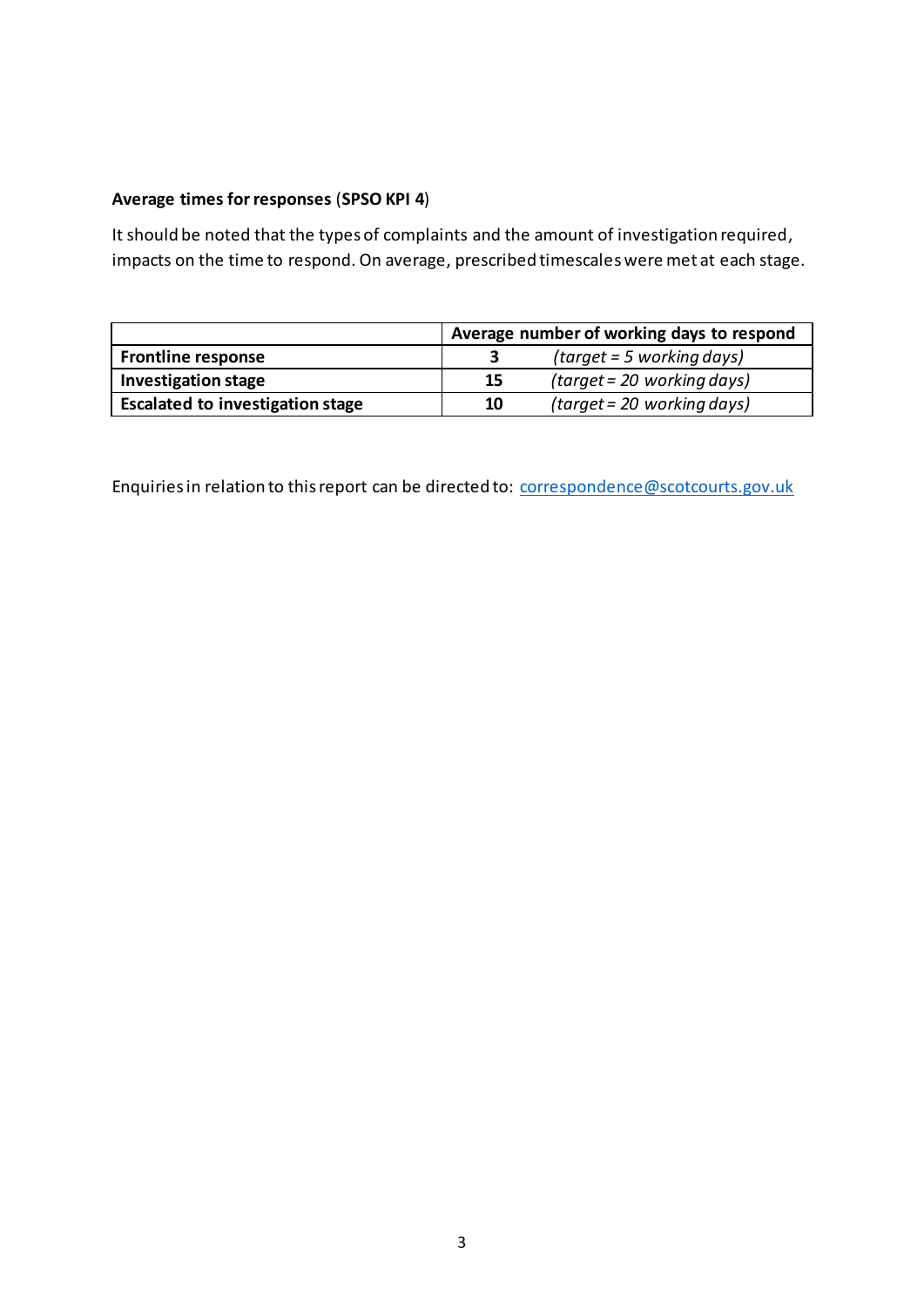**Average times for responses** (**SPSO KPI 4**)

It should be noted that the types of complaints and the amount of investigation required, impacts on the time to respond. On average, prescribed timescales were met at each stage.

| | Average number of working days to respond |
|---|---|
| **Frontline response** | **3** *(target = 5 working days)* |
| **Investigation stage** | **15** *(target = 20 working days)* |
| **Escalated to investigation stage** | **10** *(target = 20 working days)* |

Enquiries in relation to this report can be directed to: correspondence@scotcourts.gov.uk